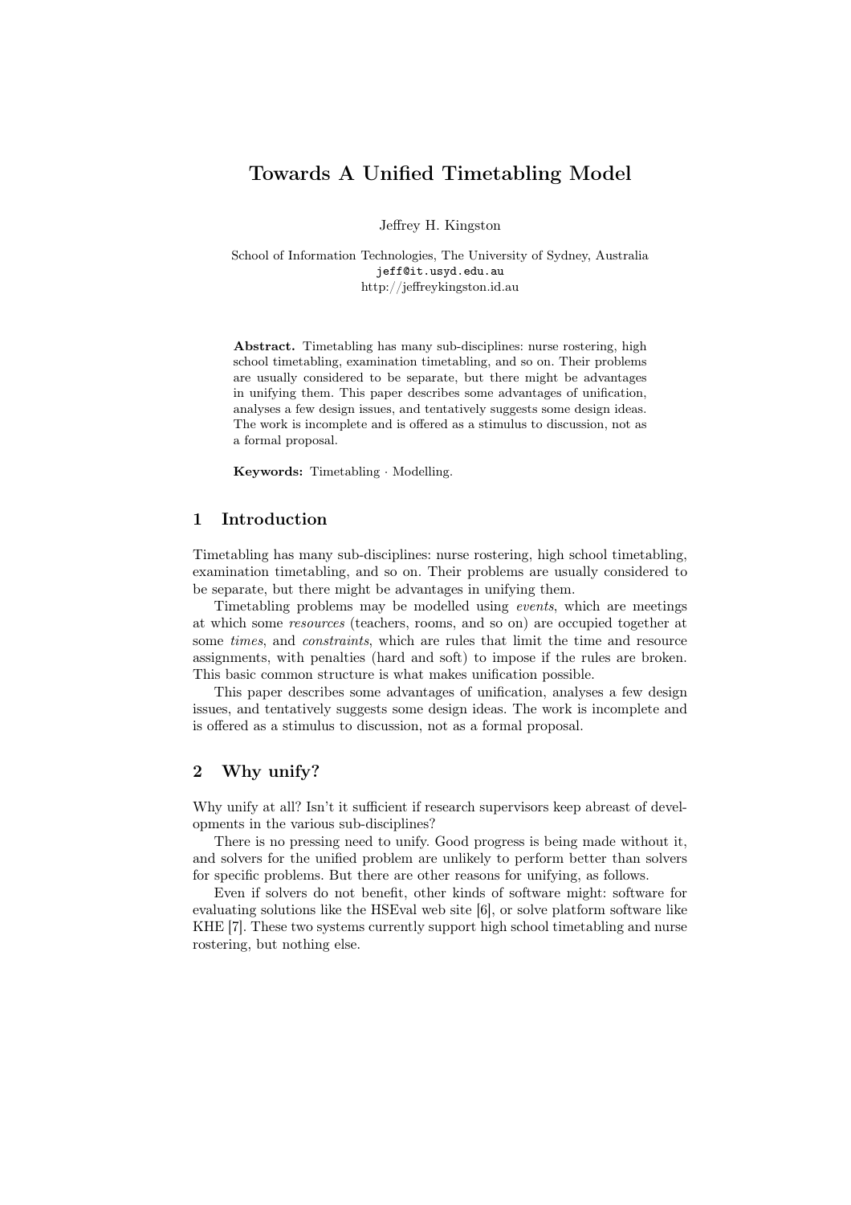# Towards A Unified Timetabling Model

Jeffrey H. Kingston

School of Information Technologies, The University of Sydney, Australia
jeff@it.usyd.edu.au
http://jeffreykingston.id.au

**Abstract.** Timetabling has many sub-disciplines: nurse rostering, high school timetabling, examination timetabling, and so on. Their problems are usually considered to be separate, but there might be advantages in unifying them. This paper describes some advantages of unification, analyses a few design issues, and tentatively suggests some design ideas. The work is incomplete and is offered as a stimulus to discussion, not as a formal proposal.

**Keywords:** Timetabling · Modelling.

## 1 Introduction

Timetabling has many sub-disciplines: nurse rostering, high school timetabling, examination timetabling, and so on. Their problems are usually considered to be separate, but there might be advantages in unifying them.

Timetabling problems may be modelled using *events*, which are meetings at which some *resources* (teachers, rooms, and so on) are occupied together at some *times*, and *constraints*, which are rules that limit the time and resource assignments, with penalties (hard and soft) to impose if the rules are broken. This basic common structure is what makes unification possible.

This paper describes some advantages of unification, analyses a few design issues, and tentatively suggests some design ideas. The work is incomplete and is offered as a stimulus to discussion, not as a formal proposal.

## 2 Why unify?

Why unify at all? Isn't it sufficient if research supervisors keep abreast of developments in the various sub-disciplines?

There is no pressing need to unify. Good progress is being made without it, and solvers for the unified problem are unlikely to perform better than solvers for specific problems. But there are other reasons for unifying, as follows.

Even if solvers do not benefit, other kinds of software might: software for evaluating solutions like the HSEval web site [6], or solve platform software like KHE [7]. These two systems currently support high school timetabling and nurse rostering, but nothing else.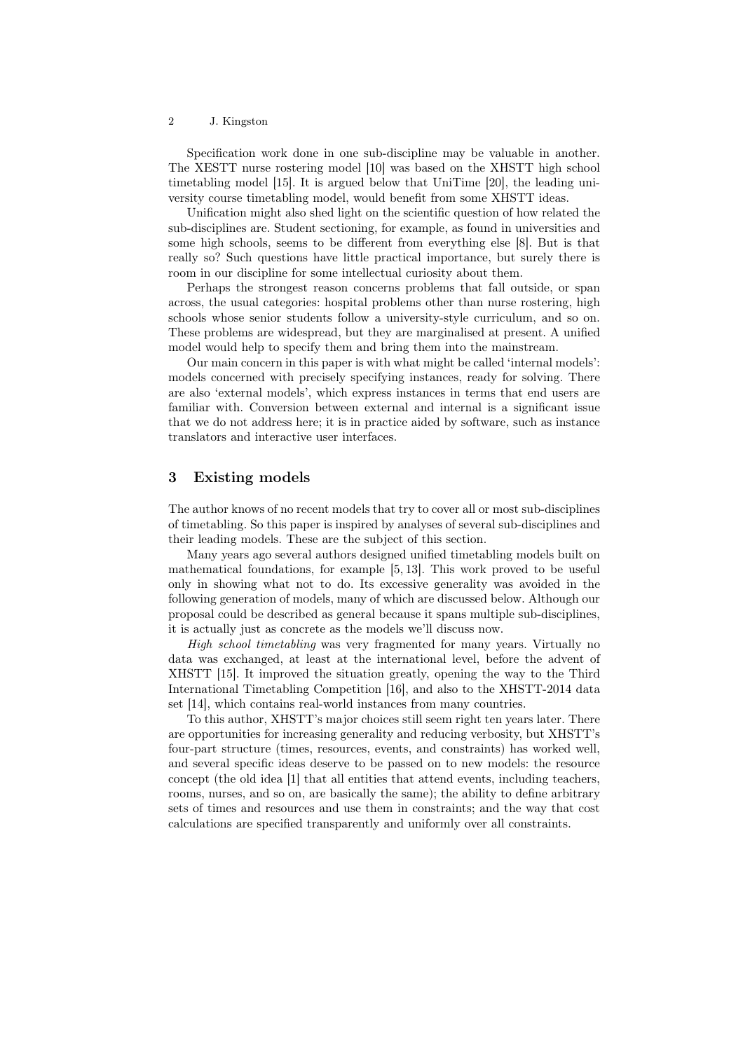Specification work done in one sub-discipline may be valuable in another. The XESTT nurse rostering model [10] was based on the XHSTT high school timetabling model [15]. It is argued below that UniTime [20], the leading university course timetabling model, would benefit from some XHSTT ideas.

Unification might also shed light on the scientific question of how related the sub-disciplines are. Student sectioning, for example, as found in universities and some high schools, seems to be different from everything else [8]. But is that really so? Such questions have little practical importance, but surely there is room in our discipline for some intellectual curiosity about them.

Perhaps the strongest reason concerns problems that fall outside, or span across, the usual categories: hospital problems other than nurse rostering, high schools whose senior students follow a university-style curriculum, and so on. These problems are widespread, but they are marginalised at present. A unified model would help to specify them and bring them into the mainstream.

Our main concern in this paper is with what might be called 'internal models': models concerned with precisely specifying instances, ready for solving. There are also 'external models', which express instances in terms that end users are familiar with. Conversion between external and internal is a significant issue that we do not address here; it is in practice aided by software, such as instance translators and interactive user interfaces.

## 3 Existing models

The author knows of no recent models that try to cover all or most sub-disciplines of timetabling. So this paper is inspired by analyses of several sub-disciplines and their leading models. These are the subject of this section.

Many years ago several authors designed unified timetabling models built on mathematical foundations, for example [5, 13]. This work proved to be useful only in showing what not to do. Its excessive generality was avoided in the following generation of models, many of which are discussed below. Although our proposal could be described as general because it spans multiple sub-disciplines, it is actually just as concrete as the models we'll discuss now.

*High school timetabling* was very fragmented for many years. Virtually no data was exchanged, at least at the international level, before the advent of XHSTT [15]. It improved the situation greatly, opening the way to the Third International Timetabling Competition [16], and also to the XHSTT-2014 data set [14], which contains real-world instances from many countries.

To this author, XHSTT's major choices still seem right ten years later. There are opportunities for increasing generality and reducing verbosity, but XHSTT's four-part structure (times, resources, events, and constraints) has worked well, and several specific ideas deserve to be passed on to new models: the resource concept (the old idea [1] that all entities that attend events, including teachers, rooms, nurses, and so on, are basically the same); the ability to define arbitrary sets of times and resources and use them in constraints; and the way that cost calculations are specified transparently and uniformly over all constraints.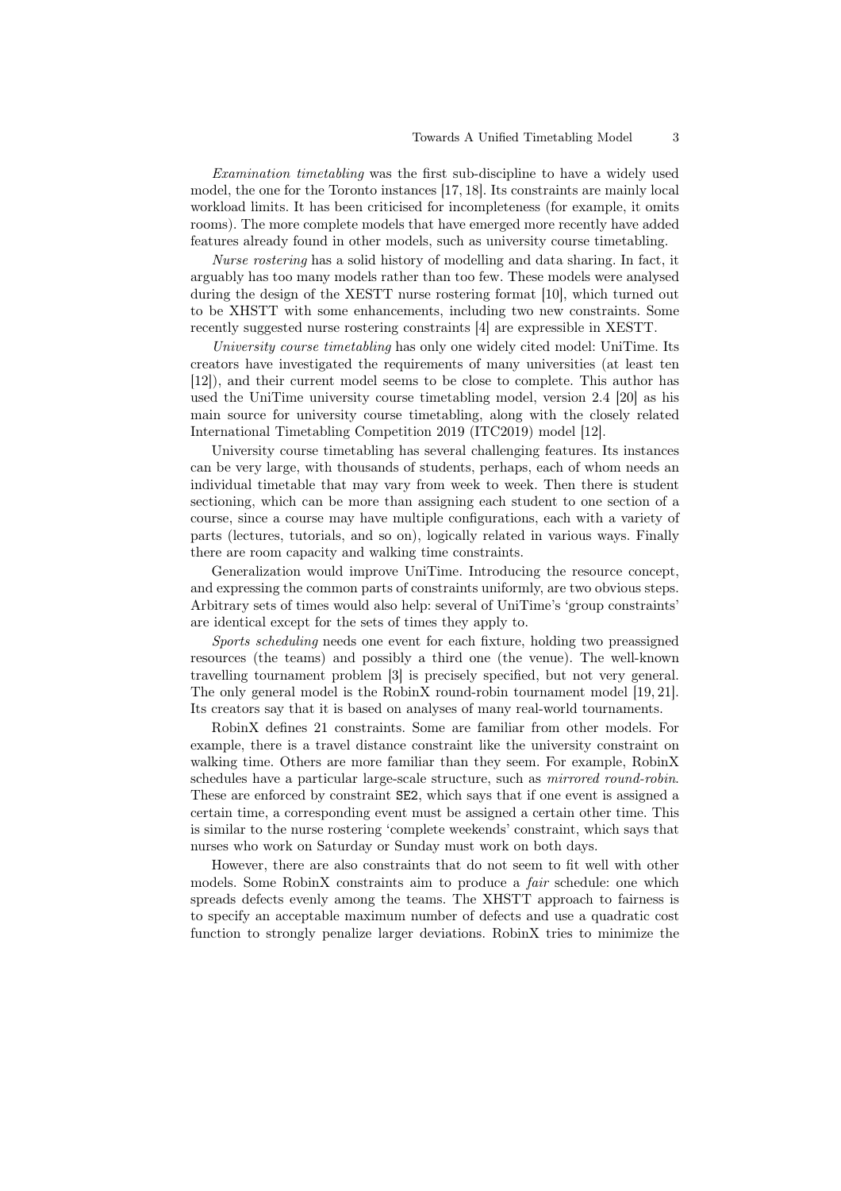*Examination timetabling* was the first sub-discipline to have a widely used model, the one for the Toronto instances [17, 18]. Its constraints are mainly local workload limits. It has been criticised for incompleteness (for example, it omits rooms). The more complete models that have emerged more recently have added features already found in other models, such as university course timetabling.

*Nurse rostering* has a solid history of modelling and data sharing. In fact, it arguably has too many models rather than too few. These models were analysed during the design of the XESTT nurse rostering format [10], which turned out to be XHSTT with some enhancements, including two new constraints. Some recently suggested nurse rostering constraints [4] are expressible in XESTT.

*University course timetabling* has only one widely cited model: UniTime. Its creators have investigated the requirements of many universities (at least ten [12]), and their current model seems to be close to complete. This author has used the UniTime university course timetabling model, version 2.4 [20] as his main source for university course timetabling, along with the closely related International Timetabling Competition 2019 (ITC2019) model [12].

University course timetabling has several challenging features. Its instances can be very large, with thousands of students, perhaps, each of whom needs an individual timetable that may vary from week to week. Then there is student sectioning, which can be more than assigning each student to one section of a course, since a course may have multiple configurations, each with a variety of parts (lectures, tutorials, and so on), logically related in various ways. Finally there are room capacity and walking time constraints.

Generalization would improve UniTime. Introducing the resource concept, and expressing the common parts of constraints uniformly, are two obvious steps. Arbitrary sets of times would also help: several of UniTime's 'group constraints' are identical except for the sets of times they apply to.

*Sports scheduling* needs one event for each fixture, holding two preassigned resources (the teams) and possibly a third one (the venue). The well-known travelling tournament problem [3] is precisely specified, but not very general. The only general model is the RobinX round-robin tournament model [19, 21]. Its creators say that it is based on analyses of many real-world tournaments.

RobinX defines 21 constraints. Some are familiar from other models. For example, there is a travel distance constraint like the university constraint on walking time. Others are more familiar than they seem. For example, RobinX schedules have a particular large-scale structure, such as *mirrored round-robin*. These are enforced by constraint `SE2`, which says that if one event is assigned a certain time, a corresponding event must be assigned a certain other time. This is similar to the nurse rostering 'complete weekends' constraint, which says that nurses who work on Saturday or Sunday must work on both days.

However, there are also constraints that do not seem to fit well with other models. Some RobinX constraints aim to produce a *fair* schedule: one which spreads defects evenly among the teams. The XHSTT approach to fairness is to specify an acceptable maximum number of defects and use a quadratic cost function to strongly penalize larger deviations. RobinX tries to minimize the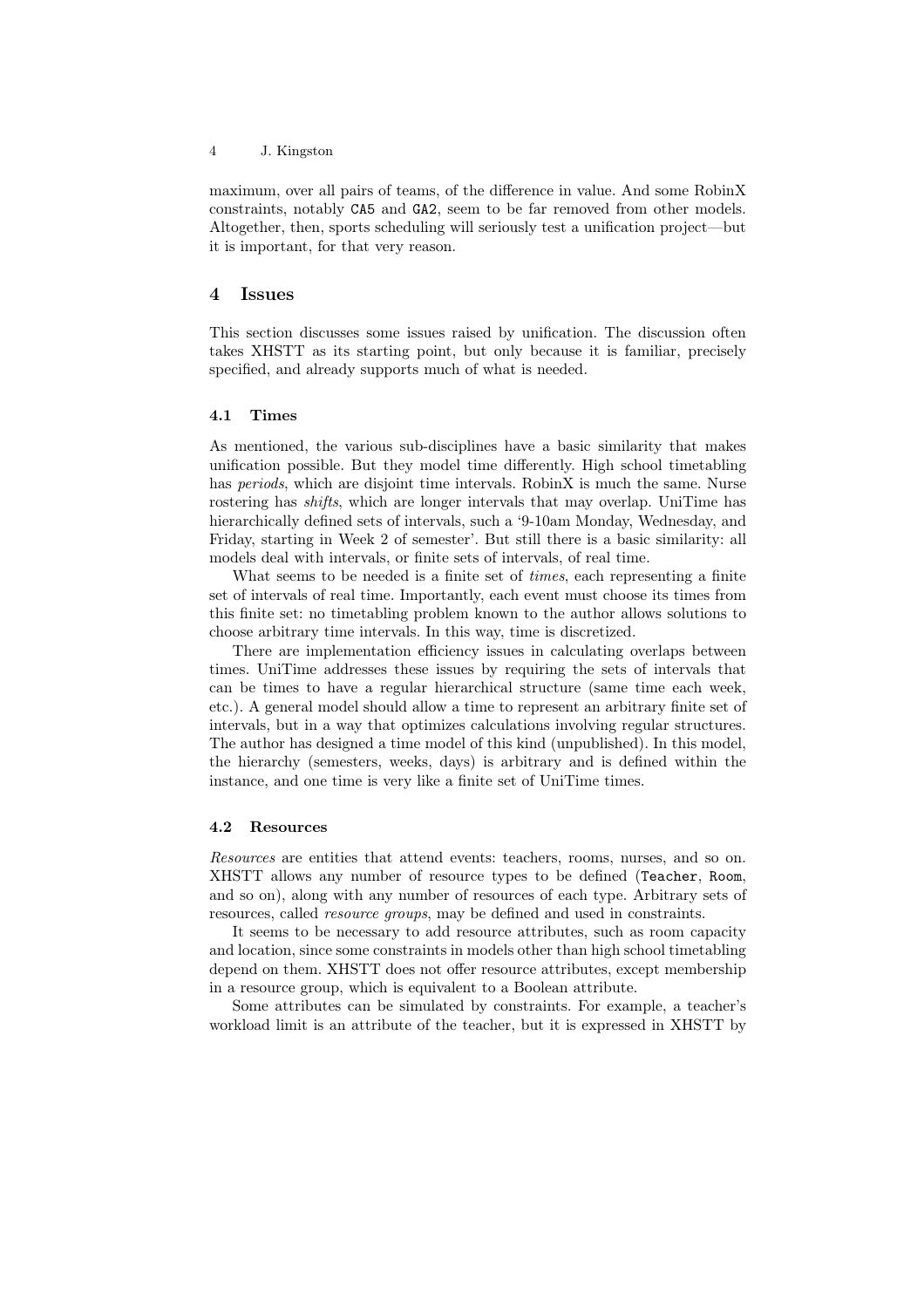maximum, over all pairs of teams, of the difference in value. And some RobinX constraints, notably `CA5` and `GA2`, seem to be far removed from other models. Altogether, then, sports scheduling will seriously test a unification project—but it is important, for that very reason.

## 4 Issues

This section discusses some issues raised by unification. The discussion often takes XHSTT as its starting point, but only because it is familiar, precisely specified, and already supports much of what is needed.

### 4.1 Times

As mentioned, the various sub-disciplines have a basic similarity that makes unification possible. But they model time differently. High school timetabling has *periods*, which are disjoint time intervals. RobinX is much the same. Nurse rostering has *shifts*, which are longer intervals that may overlap. UniTime has hierarchically defined sets of intervals, such a '9-10am Monday, Wednesday, and Friday, starting in Week 2 of semester'. But still there is a basic similarity: all models deal with intervals, or finite sets of intervals, of real time.

What seems to be needed is a finite set of *times*, each representing a finite set of intervals of real time. Importantly, each event must choose its times from this finite set: no timetabling problem known to the author allows solutions to choose arbitrary time intervals. In this way, time is discretized.

There are implementation efficiency issues in calculating overlaps between times. UniTime addresses these issues by requiring the sets of intervals that can be times to have a regular hierarchical structure (same time each week, etc.). A general model should allow a time to represent an arbitrary finite set of intervals, but in a way that optimizes calculations involving regular structures. The author has designed a time model of this kind (unpublished). In this model, the hierarchy (semesters, weeks, days) is arbitrary and is defined within the instance, and one time is very like a finite set of UniTime times.

### 4.2 Resources

*Resources* are entities that attend events: teachers, rooms, nurses, and so on. XHSTT allows any number of resource types to be defined (`Teacher`, `Room`, and so on), along with any number of resources of each type. Arbitrary sets of resources, called *resource groups*, may be defined and used in constraints.

It seems to be necessary to add resource attributes, such as room capacity and location, since some constraints in models other than high school timetabling depend on them. XHSTT does not offer resource attributes, except membership in a resource group, which is equivalent to a Boolean attribute.

Some attributes can be simulated by constraints. For example, a teacher's workload limit is an attribute of the teacher, but it is expressed in XHSTT by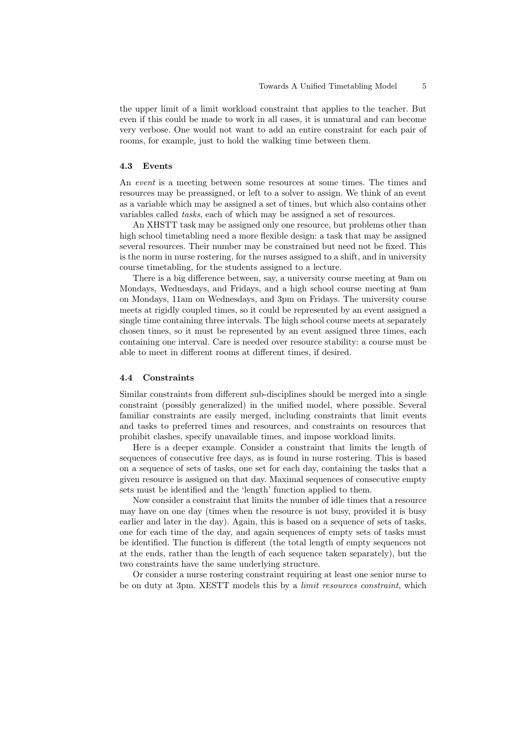the upper limit of a limit workload constraint that applies to the teacher. But even if this could be made to work in all cases, it is unnatural and can become very verbose. One would not want to add an entire constraint for each pair of rooms, for example, just to hold the walking time between them.

### 4.3 Events

An *event* is a meeting between some resources at some times. The times and resources may be preassigned, or left to a solver to assign. We think of an event as a variable which may be assigned a set of times, but which also contains other variables called *tasks*, each of which may be assigned a set of resources.

An XHSTT task may be assigned only one resource, but problems other than high school timetabling need a more flexible design: a task that may be assigned several resources. Their number may be constrained but need not be fixed. This is the norm in nurse rostering, for the nurses assigned to a shift, and in university course timetabling, for the students assigned to a lecture.

There is a big difference between, say, a university course meeting at 9am on Mondays, Wednesdays, and Fridays, and a high school course meeting at 9am on Mondays, 11am on Wednesdays, and 3pm on Fridays. The university course meets at rigidly coupled times, so it could be represented by an event assigned a single time containing three intervals. The high school course meets at separately chosen times, so it must be represented by an event assigned three times, each containing one interval. Care is needed over resource stability: a course must be able to meet in different rooms at different times, if desired.

### 4.4 Constraints

Similar constraints from different sub-disciplines should be merged into a single constraint (possibly generalized) in the unified model, where possible. Several familiar constraints are easily merged, including constraints that limit events and tasks to preferred times and resources, and constraints on resources that prohibit clashes, specify unavailable times, and impose workload limits.

Here is a deeper example. Consider a constraint that limits the length of sequences of consecutive free days, as is found in nurse rostering. This is based on a sequence of sets of tasks, one set for each day, containing the tasks that a given resource is assigned on that day. Maximal sequences of consecutive empty sets must be identified and the 'length' function applied to them.

Now consider a constraint that limits the number of idle times that a resource may have on one day (times when the resource is not busy, provided it is busy earlier and later in the day). Again, this is based on a sequence of sets of tasks, one for each time of the day, and again sequences of empty sets of tasks must be identified. The function is different (the total length of empty sequences not at the ends, rather than the length of each sequence taken separately), but the two constraints have the same underlying structure.

Or consider a nurse rostering constraint requiring at least one senior nurse to be on duty at 3pm. XESTT models this by a *limit resources constraint*, which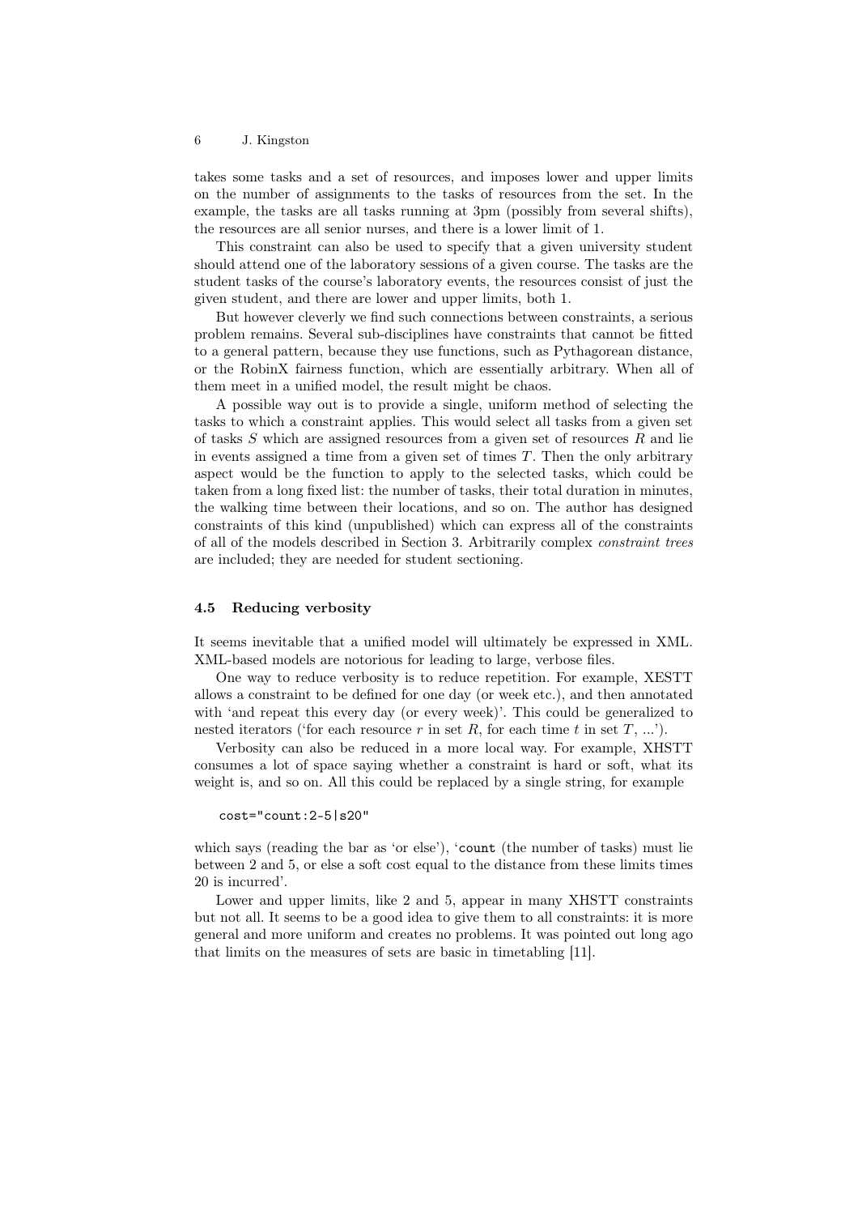takes some tasks and a set of resources, and imposes lower and upper limits on the number of assignments to the tasks of resources from the set. In the example, the tasks are all tasks running at 3pm (possibly from several shifts), the resources are all senior nurses, and there is a lower limit of 1.

This constraint can also be used to specify that a given university student should attend one of the laboratory sessions of a given course. The tasks are the student tasks of the course's laboratory events, the resources consist of just the given student, and there are lower and upper limits, both 1.

But however cleverly we find such connections between constraints, a serious problem remains. Several sub-disciplines have constraints that cannot be fitted to a general pattern, because they use functions, such as Pythagorean distance, or the RobinX fairness function, which are essentially arbitrary. When all of them meet in a unified model, the result might be chaos.

A possible way out is to provide a single, uniform method of selecting the tasks to which a constraint applies. This would select all tasks from a given set of tasks $S$ which are assigned resources from a given set of resources $R$ and lie in events assigned a time from a given set of times $T$. Then the only arbitrary aspect would be the function to apply to the selected tasks, which could be taken from a long fixed list: the number of tasks, their total duration in minutes, the walking time between their locations, and so on. The author has designed constraints of this kind (unpublished) which can express all of the constraints of all of the models described in Section 3. Arbitrarily complex *constraint trees* are included; they are needed for student sectioning.

### 4.5 Reducing verbosity

It seems inevitable that a unified model will ultimately be expressed in XML. XML-based models are notorious for leading to large, verbose files.

One way to reduce verbosity is to reduce repetition. For example, XESTT allows a constraint to be defined for one day (or week etc.), and then annotated with 'and repeat this every day (or every week)'. This could be generalized to nested iterators ('for each resource $r$ in set $R$, for each time $t$ in set $T$, ...').

Verbosity can also be reduced in a more local way. For example, XHSTT consumes a lot of space saying whether a constraint is hard or soft, what its weight is, and so on. All this could be replaced by a single string, for example

```
cost="count:2-5|s20"
```

which says (reading the bar as 'or else'), '`count` (the number of tasks) must lie between 2 and 5, or else a soft cost equal to the distance from these limits times 20 is incurred'.

Lower and upper limits, like 2 and 5, appear in many XHSTT constraints but not all. It seems to be a good idea to give them to all constraints: it is more general and more uniform and creates no problems. It was pointed out long ago that limits on the measures of sets are basic in timetabling [11].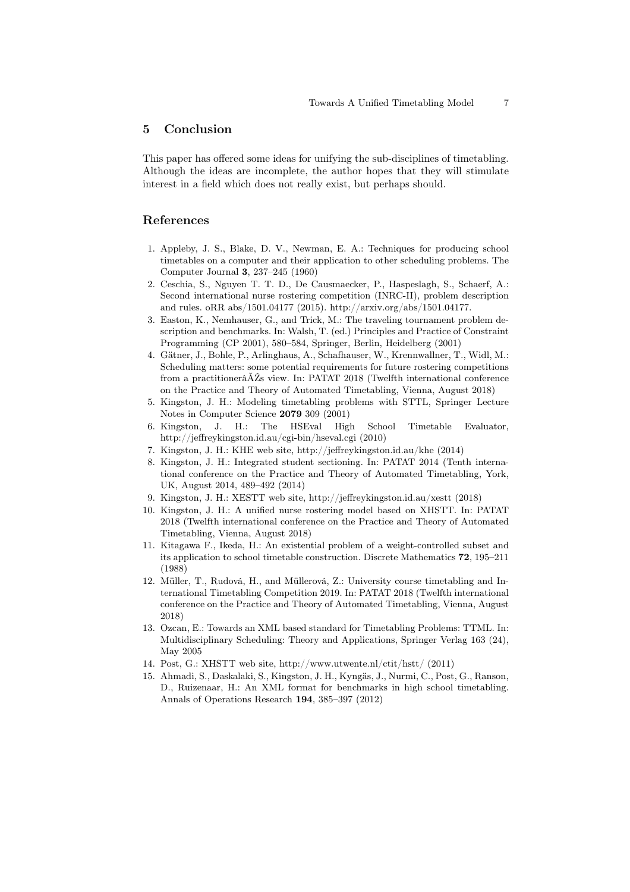## 5 Conclusion

This paper has offered some ideas for unifying the sub-disciplines of timetabling. Although the ideas are incomplete, the author hopes that they will stimulate interest in a field which does not really exist, but perhaps should.

## References

1. Appleby, J. S., Blake, D. V., Newman, E. A.: Techniques for producing school timetables on a computer and their application to other scheduling problems. The Computer Journal **3**, 237–245 (1960)
2. Ceschia, S., Nguyen T. T. D., De Causmaecker, P., Haspeslagh, S., Schaerf, A.: Second international nurse rostering competition (INRC-II), problem description and rules. oRR abs/1501.04177 (2015). http://arxiv.org/abs/1501.04177.
3. Easton, K., Nemhauser, G., and Trick, M.: The traveling tournament problem description and benchmarks. In: Walsh, T. (ed.) Principles and Practice of Constraint Programming (CP 2001), 580–584, Springer, Berlin, Heidelberg (2001)
4. Gätner, J., Bohle, P., Arlinghaus, A., Schafhauser, W., Krennwallner, T., Widl, M.: Scheduling matters: some potential requirements for future rostering competitions from a practitionerâĂŹs view. In: PATAT 2018 (Twelfth international conference on the Practice and Theory of Automated Timetabling, Vienna, August 2018)
5. Kingston, J. H.: Modeling timetabling problems with STTL, Springer Lecture Notes in Computer Science **2079** 309 (2001)
6. Kingston, J. H.: The HSEval High School Timetable Evaluator, http://jeffreykingston.id.au/cgi-bin/hseval.cgi (2010)
7. Kingston, J. H.: KHE web site, http://jeffreykingston.id.au/khe (2014)
8. Kingston, J. H.: Integrated student sectioning. In: PATAT 2014 (Tenth international conference on the Practice and Theory of Automated Timetabling, York, UK, August 2014, 489–492 (2014)
9. Kingston, J. H.: XESTT web site, http://jeffreykingston.id.au/xestt (2018)
10. Kingston, J. H.: A unified nurse rostering model based on XHSTT. In: PATAT 2018 (Twelfth international conference on the Practice and Theory of Automated Timetabling, Vienna, August 2018)
11. Kitagawa F., Ikeda, H.: An existential problem of a weight-controlled subset and its application to school timetable construction. Discrete Mathematics **72**, 195–211 (1988)
12. Müller, T., Rudová, H., and Müllerová, Z.: University course timetabling and International Timetabling Competition 2019. In: PATAT 2018 (Twelfth international conference on the Practice and Theory of Automated Timetabling, Vienna, August 2018)
13. Ozcan, E.: Towards an XML based standard for Timetabling Problems: TTML. In: Multidisciplinary Scheduling: Theory and Applications, Springer Verlag 163 (24), May 2005
14. Post, G.: XHSTT web site, http://www.utwente.nl/ctit/hstt/ (2011)
15. Ahmadi, S., Daskalaki, S., Kingston, J. H., Kyngäs, J., Nurmi, C., Post, G., Ranson, D., Ruizenaar, H.: An XML format for benchmarks in high school timetabling. Annals of Operations Research **194**, 385–397 (2012)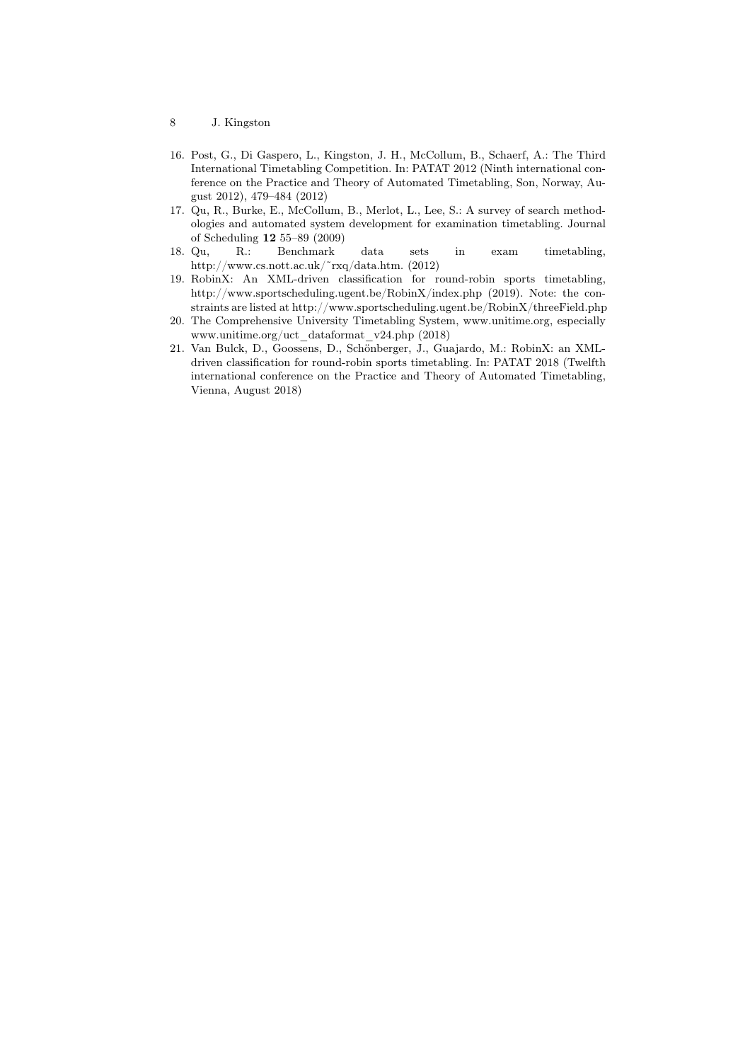16. Post, G., Di Gaspero, L., Kingston, J. H., McCollum, B., Schaerf, A.: The Third International Timetabling Competition. In: PATAT 2012 (Ninth international conference on the Practice and Theory of Automated Timetabling, Son, Norway, August 2012), 479–484 (2012)
17. Qu, R., Burke, E., McCollum, B., Merlot, L., Lee, S.: A survey of search methodologies and automated system development for examination timetabling. Journal of Scheduling **12** 55–89 (2009)
18. Qu, R.: Benchmark data sets in exam timetabling, http://www.cs.nott.ac.uk/~rxq/data.htm. (2012)
19. RobinX: An XML-driven classification for round-robin sports timetabling, http://www.sportscheduling.ugent.be/RobinX/index.php (2019). Note: the constraints are listed at http://www.sportscheduling.ugent.be/RobinX/threeField.php
20. The Comprehensive University Timetabling System, www.unitime.org, especially www.unitime.org/uct_dataformat_v24.php (2018)
21. Van Bulck, D., Goossens, D., Schönberger, J., Guajardo, M.: RobinX: an XML-driven classification for round-robin sports timetabling. In: PATAT 2018 (Twelfth international conference on the Practice and Theory of Automated Timetabling, Vienna, August 2018)